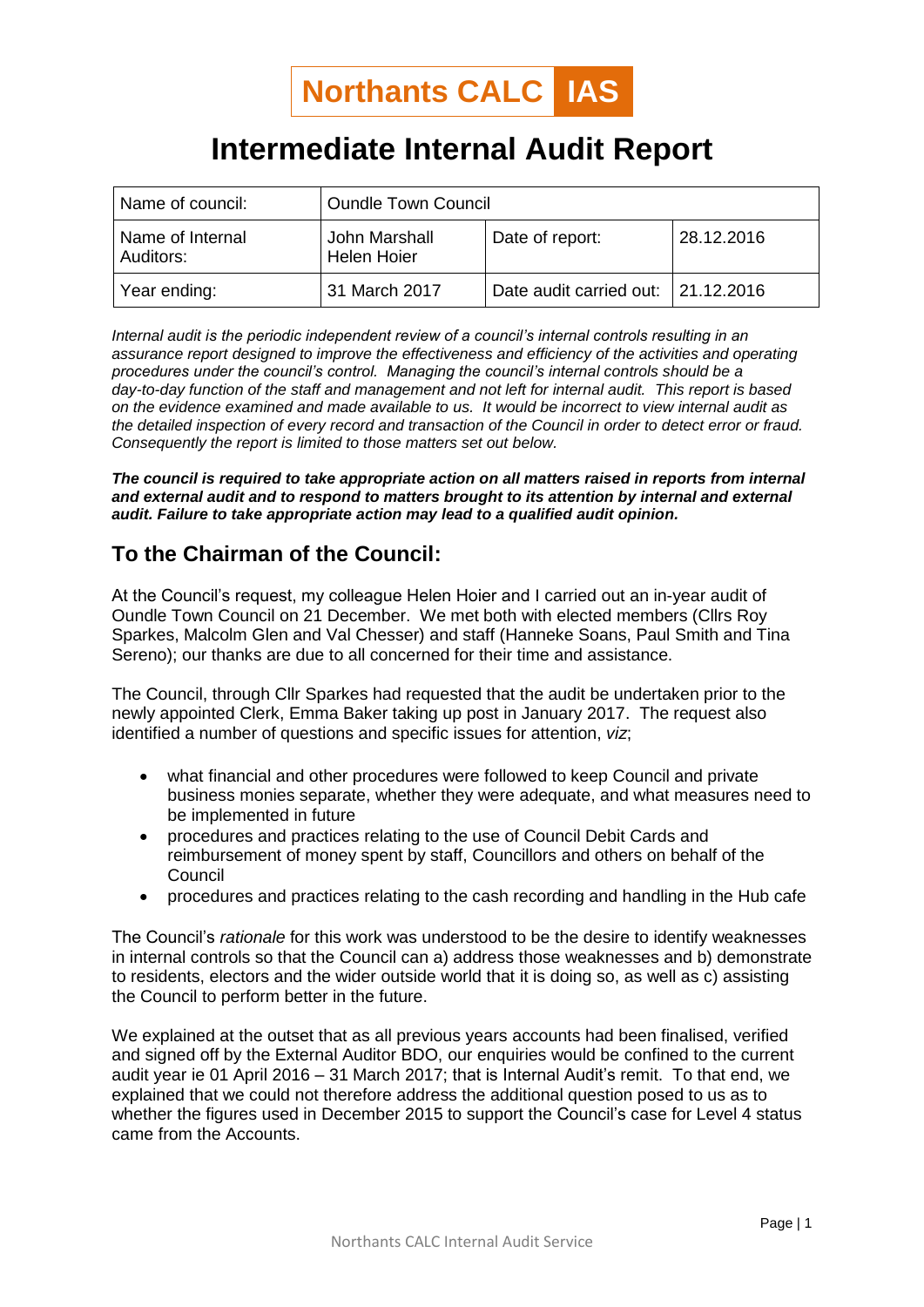**Northants CALC IAS**

# Intermediate Internal Audit Report

| Name of council: | Oundle Town Council | | |
|---|---|---|---|
| Name of Internal Auditors: | John Marshall<br>Helen Hoier | Date of report: | 28.12.2016 |
| Year ending: | 31 March 2017 | Date audit carried out: | 21.12.2016 |

*Internal audit is the periodic independent review of a council's internal controls resulting in an assurance report designed to improve the effectiveness and efficiency of the activities and operating procedures under the council's control. Managing the council's internal controls should be a day-to-day function of the staff and management and not left for internal audit. This report is based on the evidence examined and made available to us. It would be incorrect to view internal audit as the detailed inspection of every record and transaction of the Council in order to detect error or fraud. Consequently the report is limited to those matters set out below.*

***The council is required to take appropriate action on all matters raised in reports from internal and external audit and to respond to matters brought to its attention by internal and external audit. Failure to take appropriate action may lead to a qualified audit opinion.***

## To the Chairman of the Council:

At the Council's request, my colleague Helen Hoier and I carried out an in-year audit of Oundle Town Council on 21 December. We met both with elected members (Cllrs Roy Sparkes, Malcolm Glen and Val Chesser) and staff (Hanneke Soans, Paul Smith and Tina Sereno); our thanks are due to all concerned for their time and assistance.

The Council, through Cllr Sparkes had requested that the audit be undertaken prior to the newly appointed Clerk, Emma Baker taking up post in January 2017. The request also identified a number of questions and specific issues for attention, *viz*;

- what financial and other procedures were followed to keep Council and private business monies separate, whether they were adequate, and what measures need to be implemented in future
- procedures and practices relating to the use of Council Debit Cards and reimbursement of money spent by staff, Councillors and others on behalf of the Council
- procedures and practices relating to the cash recording and handling in the Hub cafe

The Council's *rationale* for this work was understood to be the desire to identify weaknesses in internal controls so that the Council can a) address those weaknesses and b) demonstrate to residents, electors and the wider outside world that it is doing so, as well as c) assisting the Council to perform better in the future.

We explained at the outset that as all previous years accounts had been finalised, verified and signed off by the External Auditor BDO, our enquiries would be confined to the current audit year ie 01 April 2016 – 31 March 2017; that is Internal Audit's remit. To that end, we explained that we could not therefore address the additional question posed to us as to whether the figures used in December 2015 to support the Council's case for Level 4 status came from the Accounts.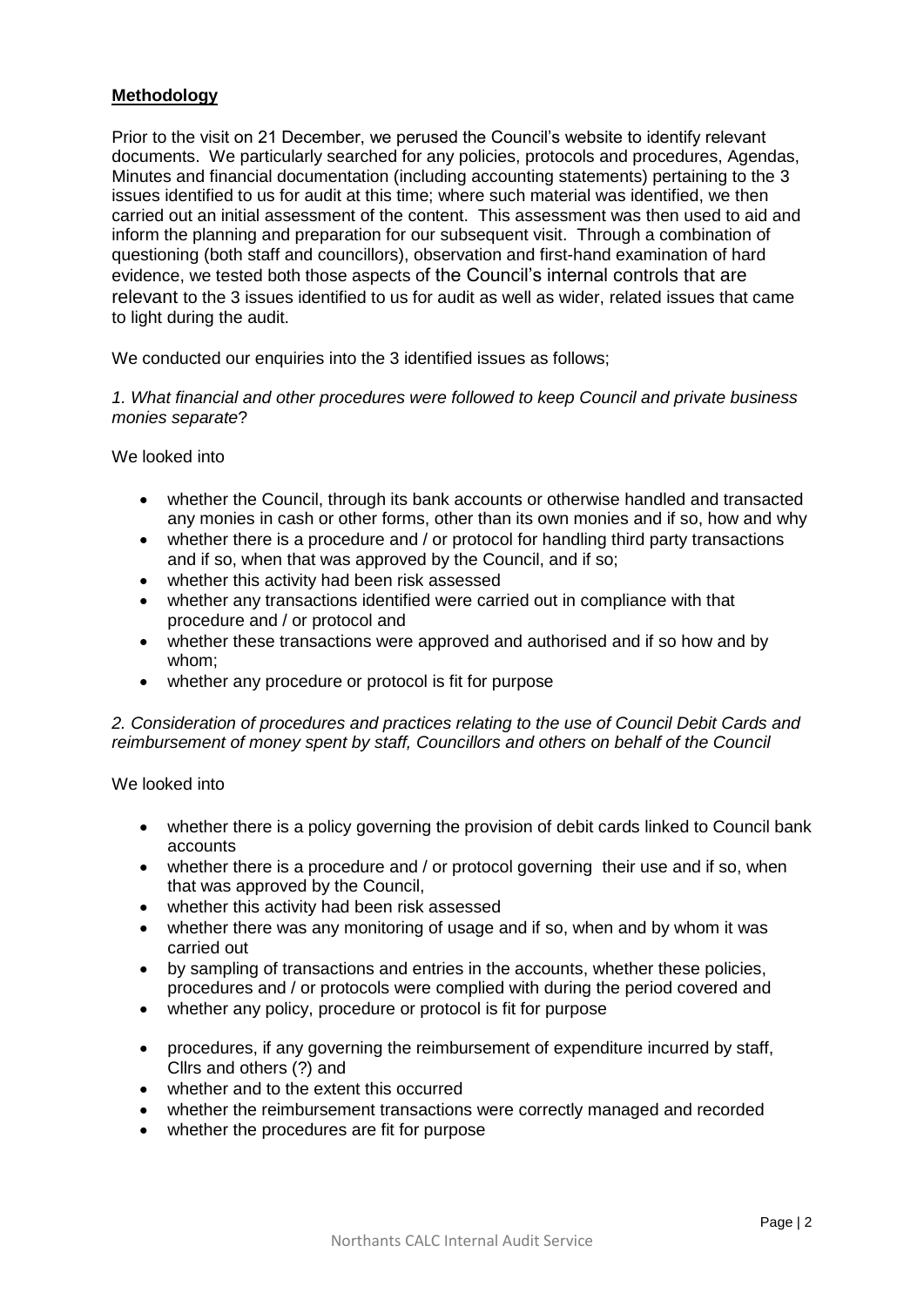**Methodology**

Prior to the visit on 21 December, we perused the Council's website to identify relevant documents. We particularly searched for any policies, protocols and procedures, Agendas, Minutes and financial documentation (including accounting statements) pertaining to the 3 issues identified to us for audit at this time; where such material was identified, we then carried out an initial assessment of the content. This assessment was then used to aid and inform the planning and preparation for our subsequent visit. Through a combination of questioning (both staff and councillors), observation and first-hand examination of hard evidence, we tested both those aspects of the Council's internal controls that are relevant to the 3 issues identified to us for audit as well as wider, related issues that came to light during the audit.

We conducted our enquiries into the 3 identified issues as follows;

*1. What financial and other procedures were followed to keep Council and private business monies separate*?

We looked into

- whether the Council, through its bank accounts or otherwise handled and transacted any monies in cash or other forms, other than its own monies and if so, how and why
- whether there is a procedure and / or protocol for handling third party transactions and if so, when that was approved by the Council, and if so;
- whether this activity had been risk assessed
- whether any transactions identified were carried out in compliance with that procedure and / or protocol and
- whether these transactions were approved and authorised and if so how and by whom;
- whether any procedure or protocol is fit for purpose

*2. Consideration of procedures and practices relating to the use of Council Debit Cards and reimbursement of money spent by staff, Councillors and others on behalf of the Council*

We looked into

- whether there is a policy governing the provision of debit cards linked to Council bank accounts
- whether there is a procedure and / or protocol governing their use and if so, when that was approved by the Council,
- whether this activity had been risk assessed
- whether there was any monitoring of usage and if so, when and by whom it was carried out
- by sampling of transactions and entries in the accounts, whether these policies, procedures and / or protocols were complied with during the period covered and
- whether any policy, procedure or protocol is fit for purpose

- procedures, if any governing the reimbursement of expenditure incurred by staff, Cllrs and others (?) and
- whether and to the extent this occurred
- whether the reimbursement transactions were correctly managed and recorded
- whether the procedures are fit for purpose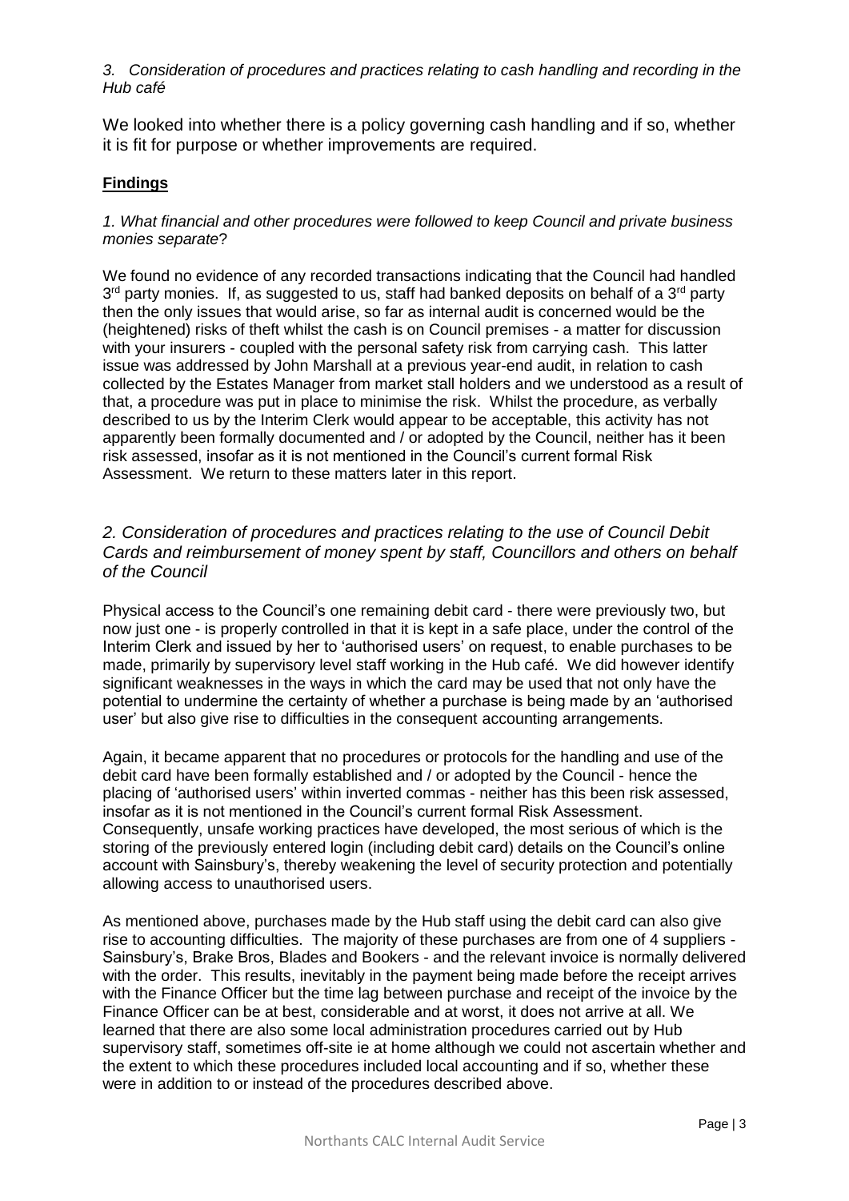*3. Consideration of procedures and practices relating to cash handling and recording in the Hub café*

We looked into whether there is a policy governing cash handling and if so, whether it is fit for purpose or whether improvements are required.

**Findings**

*1. What financial and other procedures were followed to keep Council and private business monies separate*?

We found no evidence of any recorded transactions indicating that the Council had handled 3rd party monies. If, as suggested to us, staff had banked deposits on behalf of a 3rd party then the only issues that would arise, so far as internal audit is concerned would be the (heightened) risks of theft whilst the cash is on Council premises - a matter for discussion with your insurers - coupled with the personal safety risk from carrying cash. This latter issue was addressed by John Marshall at a previous year-end audit, in relation to cash collected by the Estates Manager from market stall holders and we understood as a result of that, a procedure was put in place to minimise the risk. Whilst the procedure, as verbally described to us by the Interim Clerk would appear to be acceptable, this activity has not apparently been formally documented and / or adopted by the Council, neither has it been risk assessed, insofar as it is not mentioned in the Council's current formal Risk Assessment. We return to these matters later in this report.

*2. Consideration of procedures and practices relating to the use of Council Debit Cards and reimbursement of money spent by staff, Councillors and others on behalf of the Council*

Physical access to the Council's one remaining debit card - there were previously two, but now just one - is properly controlled in that it is kept in a safe place, under the control of the Interim Clerk and issued by her to 'authorised users' on request, to enable purchases to be made, primarily by supervisory level staff working in the Hub café. We did however identify significant weaknesses in the ways in which the card may be used that not only have the potential to undermine the certainty of whether a purchase is being made by an 'authorised user' but also give rise to difficulties in the consequent accounting arrangements.

Again, it became apparent that no procedures or protocols for the handling and use of the debit card have been formally established and / or adopted by the Council - hence the placing of 'authorised users' within inverted commas - neither has this been risk assessed, insofar as it is not mentioned in the Council's current formal Risk Assessment. Consequently, unsafe working practices have developed, the most serious of which is the storing of the previously entered login (including debit card) details on the Council's online account with Sainsbury's, thereby weakening the level of security protection and potentially allowing access to unauthorised users.

As mentioned above, purchases made by the Hub staff using the debit card can also give rise to accounting difficulties. The majority of these purchases are from one of 4 suppliers - Sainsbury's, Brake Bros, Blades and Bookers - and the relevant invoice is normally delivered with the order. This results, inevitably in the payment being made before the receipt arrives with the Finance Officer but the time lag between purchase and receipt of the invoice by the Finance Officer can be at best, considerable and at worst, it does not arrive at all. We learned that there are also some local administration procedures carried out by Hub supervisory staff, sometimes off-site ie at home although we could not ascertain whether and the extent to which these procedures included local accounting and if so, whether these were in addition to or instead of the procedures described above.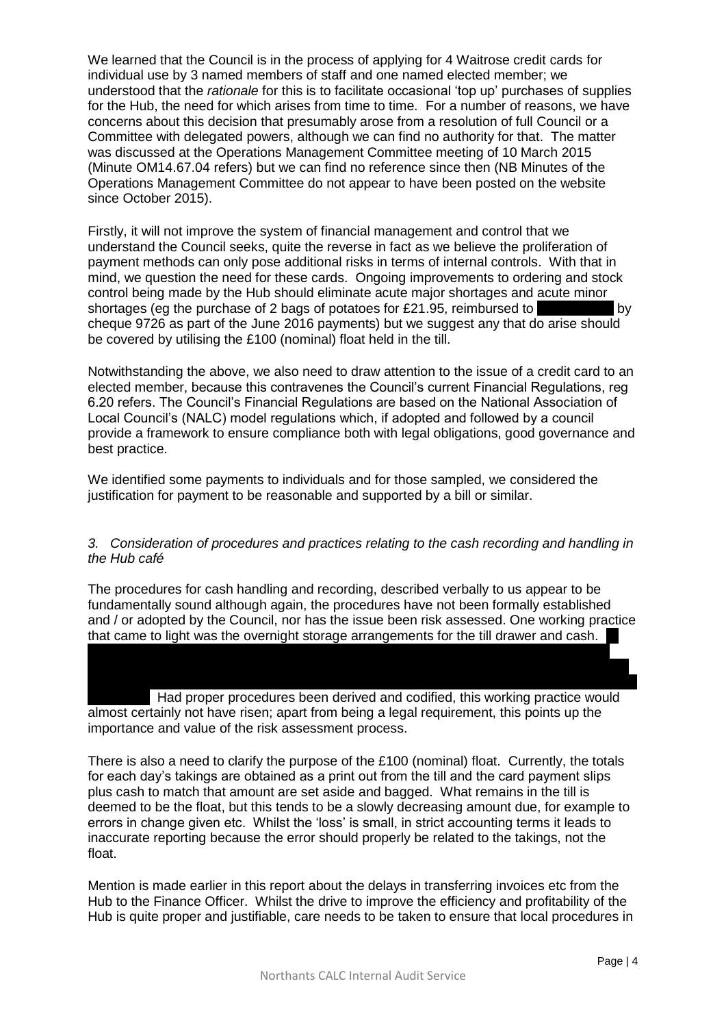We learned that the Council is in the process of applying for 4 Waitrose credit cards for individual use by 3 named members of staff and one named elected member; we understood that the *rationale* for this is to facilitate occasional 'top up' purchases of supplies for the Hub, the need for which arises from time to time. For a number of reasons, we have concerns about this decision that presumably arose from a resolution of full Council or a Committee with delegated powers, although we can find no authority for that. The matter was discussed at the Operations Management Committee meeting of 10 March 2015 (Minute OM14.67.04 refers) but we can find no reference since then (NB Minutes of the Operations Management Committee do not appear to have been posted on the website since October 2015).

Firstly, it will not improve the system of financial management and control that we understand the Council seeks, quite the reverse in fact as we believe the proliferation of payment methods can only pose additional risks in terms of internal controls. With that in mind, we question the need for these cards. Ongoing improvements to ordering and stock control being made by the Hub should eliminate acute major shortages and acute minor shortages (eg the purchase of 2 bags of potatoes for £21.95, reimbursed to by cheque 9726 as part of the June 2016 payments) but we suggest any that do arise should be covered by utilising the £100 (nominal) float held in the till.

Notwithstanding the above, we also need to draw attention to the issue of a credit card to an elected member, because this contravenes the Council's current Financial Regulations, reg 6.20 refers. The Council's Financial Regulations are based on the National Association of Local Council's (NALC) model regulations which, if adopted and followed by a council provide a framework to ensure compliance both with legal obligations, good governance and best practice.

We identified some payments to individuals and for those sampled, we considered the justification for payment to be reasonable and supported by a bill or similar.

*3. Consideration of procedures and practices relating to the cash recording and handling in the Hub café*

The procedures for cash handling and recording, described verbally to us appear to be fundamentally sound although again, the procedures have not been formally established and / or adopted by the Council, nor has the issue been risk assessed. One working practice that came to light was the overnight storage arrangements for the till drawer and cash.

Had proper procedures been derived and codified, this working practice would almost certainly not have risen; apart from being a legal requirement, this points up the importance and value of the risk assessment process.

There is also a need to clarify the purpose of the £100 (nominal) float. Currently, the totals for each day's takings are obtained as a print out from the till and the card payment slips plus cash to match that amount are set aside and bagged. What remains in the till is deemed to be the float, but this tends to be a slowly decreasing amount due, for example to errors in change given etc. Whilst the 'loss' is small, in strict accounting terms it leads to inaccurate reporting because the error should properly be related to the takings, not the float.

Mention is made earlier in this report about the delays in transferring invoices etc from the Hub to the Finance Officer. Whilst the drive to improve the efficiency and profitability of the Hub is quite proper and justifiable, care needs to be taken to ensure that local procedures in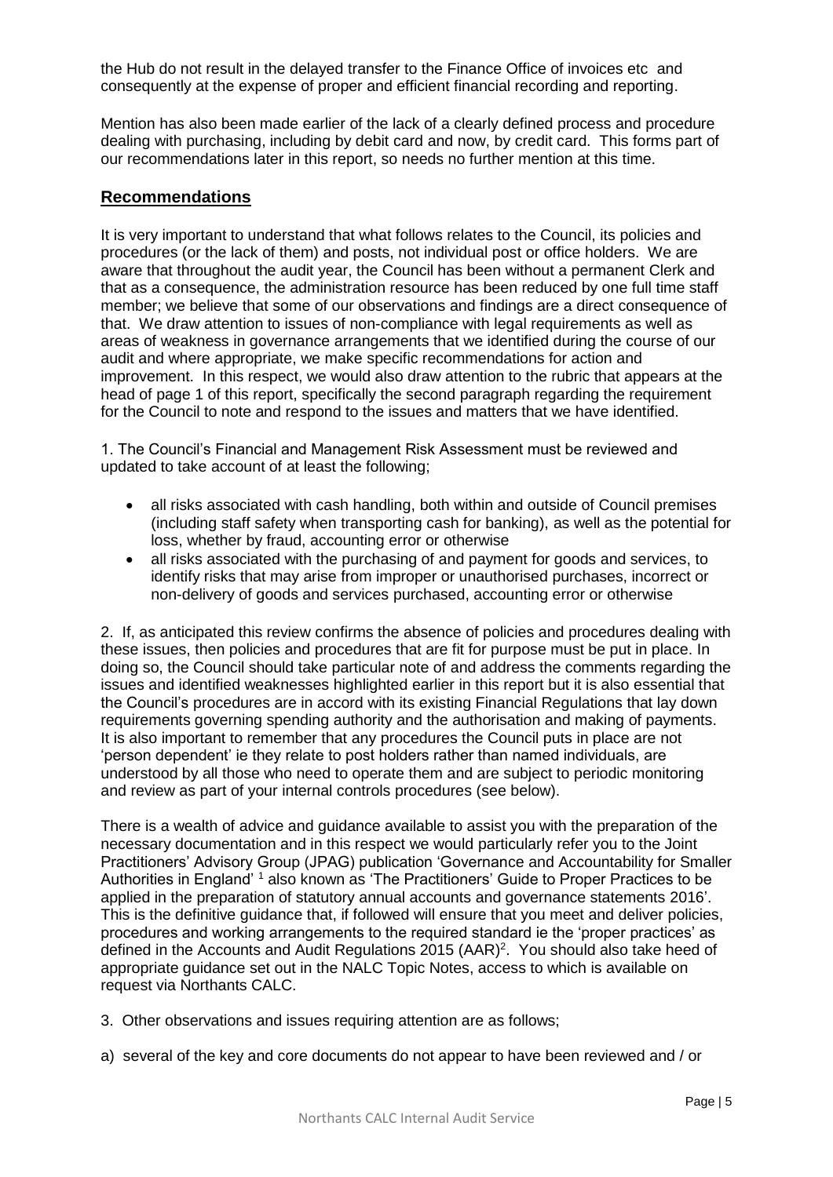the Hub do not result in the delayed transfer to the Finance Office of invoices etc and consequently at the expense of proper and efficient financial recording and reporting.

Mention has also been made earlier of the lack of a clearly defined process and procedure dealing with purchasing, including by debit card and now, by credit card. This forms part of our recommendations later in this report, so needs no further mention at this time.

## Recommendations

It is very important to understand that what follows relates to the Council, its policies and procedures (or the lack of them) and posts, not individual post or office holders. We are aware that throughout the audit year, the Council has been without a permanent Clerk and that as a consequence, the administration resource has been reduced by one full time staff member; we believe that some of our observations and findings are a direct consequence of that. We draw attention to issues of non-compliance with legal requirements as well as areas of weakness in governance arrangements that we identified during the course of our audit and where appropriate, we make specific recommendations for action and improvement. In this respect, we would also draw attention to the rubric that appears at the head of page 1 of this report, specifically the second paragraph regarding the requirement for the Council to note and respond to the issues and matters that we have identified.

1. The Council's Financial and Management Risk Assessment must be reviewed and updated to take account of at least the following;

- all risks associated with cash handling, both within and outside of Council premises (including staff safety when transporting cash for banking), as well as the potential for loss, whether by fraud, accounting error or otherwise
- all risks associated with the purchasing of and payment for goods and services, to identify risks that may arise from improper or unauthorised purchases, incorrect or non-delivery of goods and services purchased, accounting error or otherwise

2. If, as anticipated this review confirms the absence of policies and procedures dealing with these issues, then policies and procedures that are fit for purpose must be put in place. In doing so, the Council should take particular note of and address the comments regarding the issues and identified weaknesses highlighted earlier in this report but it is also essential that the Council's procedures are in accord with its existing Financial Regulations that lay down requirements governing spending authority and the authorisation and making of payments. It is also important to remember that any procedures the Council puts in place are not 'person dependent' ie they relate to post holders rather than named individuals, are understood by all those who need to operate them and are subject to periodic monitoring and review as part of your internal controls procedures (see below).

There is a wealth of advice and guidance available to assist you with the preparation of the necessary documentation and in this respect we would particularly refer you to the Joint Practitioners' Advisory Group (JPAG) publication 'Governance and Accountability for Smaller Authorities in England' [1] also known as 'The Practitioners' Guide to Proper Practices to be applied in the preparation of statutory annual accounts and governance statements 2016'. This is the definitive guidance that, if followed will ensure that you meet and deliver policies, procedures and working arrangements to the required standard ie the 'proper practices' as defined in the Accounts and Audit Regulations 2015 (AAR)[2]. You should also take heed of appropriate guidance set out in the NALC Topic Notes, access to which is available on request via Northants CALC.

3. Other observations and issues requiring attention are as follows;

a) several of the key and core documents do not appear to have been reviewed and / or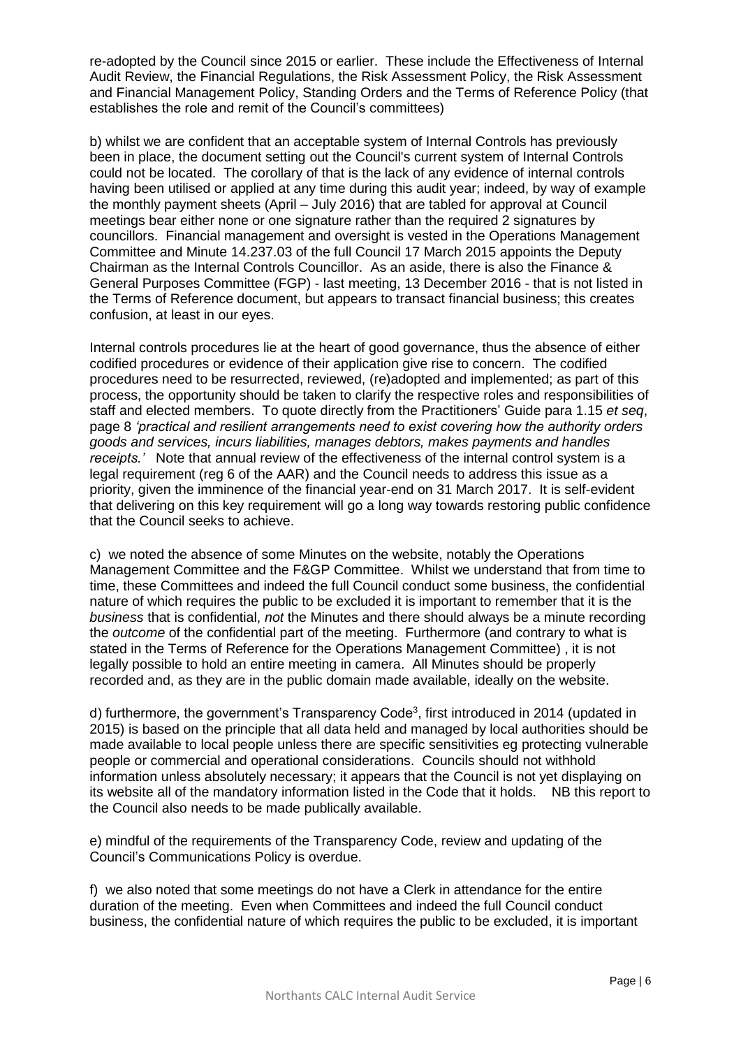re-adopted by the Council since 2015 or earlier. These include the Effectiveness of Internal Audit Review, the Financial Regulations, the Risk Assessment Policy, the Risk Assessment and Financial Management Policy, Standing Orders and the Terms of Reference Policy (that establishes the role and remit of the Council's committees)

b) whilst we are confident that an acceptable system of Internal Controls has previously been in place, the document setting out the Council's current system of Internal Controls could not be located. The corollary of that is the lack of any evidence of internal controls having been utilised or applied at any time during this audit year; indeed, by way of example the monthly payment sheets (April – July 2016) that are tabled for approval at Council meetings bear either none or one signature rather than the required 2 signatures by councillors. Financial management and oversight is vested in the Operations Management Committee and Minute 14.237.03 of the full Council 17 March 2015 appoints the Deputy Chairman as the Internal Controls Councillor. As an aside, there is also the Finance & General Purposes Committee (FGP) - last meeting, 13 December 2016 - that is not listed in the Terms of Reference document, but appears to transact financial business; this creates confusion, at least in our eyes.

Internal controls procedures lie at the heart of good governance, thus the absence of either codified procedures or evidence of their application give rise to concern. The codified procedures need to be resurrected, reviewed, (re)adopted and implemented; as part of this process, the opportunity should be taken to clarify the respective roles and responsibilities of staff and elected members. To quote directly from the Practitioners' Guide para 1.15 *et seq*, page 8 *'practical and resilient arrangements need to exist covering how the authority orders goods and services, incurs liabilities, manages debtors, makes payments and handles receipts.'* Note that annual review of the effectiveness of the internal control system is a legal requirement (reg 6 of the AAR) and the Council needs to address this issue as a priority, given the imminence of the financial year-end on 31 March 2017. It is self-evident that delivering on this key requirement will go a long way towards restoring public confidence that the Council seeks to achieve.

c) we noted the absence of some Minutes on the website, notably the Operations Management Committee and the F&GP Committee. Whilst we understand that from time to time, these Committees and indeed the full Council conduct some business, the confidential nature of which requires the public to be excluded it is important to remember that it is the *business* that is confidential, *not* the Minutes and there should always be a minute recording the *outcome* of the confidential part of the meeting. Furthermore (and contrary to what is stated in the Terms of Reference for the Operations Management Committee) , it is not legally possible to hold an entire meeting in camera. All Minutes should be properly recorded and, as they are in the public domain made available, ideally on the website.

d) furthermore, the government's Transparency Code[3], first introduced in 2014 (updated in 2015) is based on the principle that all data held and managed by local authorities should be made available to local people unless there are specific sensitivities eg protecting vulnerable people or commercial and operational considerations. Councils should not withhold information unless absolutely necessary; it appears that the Council is not yet displaying on its website all of the mandatory information listed in the Code that it holds. NB this report to the Council also needs to be made publically available.

e) mindful of the requirements of the Transparency Code, review and updating of the Council's Communications Policy is overdue.

f) we also noted that some meetings do not have a Clerk in attendance for the entire duration of the meeting. Even when Committees and indeed the full Council conduct business, the confidential nature of which requires the public to be excluded, it is important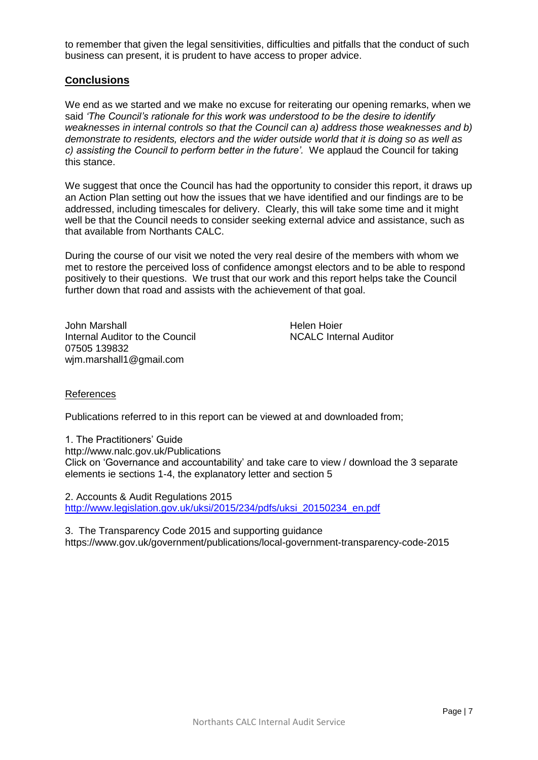to remember that given the legal sensitivities, difficulties and pitfalls that the conduct of such business can present, it is prudent to have access to proper advice.

## Conclusions

We end as we started and we make no excuse for reiterating our opening remarks, when we said *'The Council's rationale for this work was understood to be the desire to identify weaknesses in internal controls so that the Council can a) address those weaknesses and b) demonstrate to residents, electors and the wider outside world that it is doing so as well as c) assisting the Council to perform better in the future'.* We applaud the Council for taking this stance.

We suggest that once the Council has had the opportunity to consider this report, it draws up an Action Plan setting out how the issues that we have identified and our findings are to be addressed, including timescales for delivery. Clearly, this will take some time and it might well be that the Council needs to consider seeking external advice and assistance, such as that available from Northants CALC.

During the course of our visit we noted the very real desire of the members with whom we met to restore the perceived loss of confidence amongst electors and to be able to respond positively to their questions. We trust that our work and this report helps take the Council further down that road and assists with the achievement of that goal.

John Marshall
Internal Auditor to the Council
07505 139832
wjm.marshall1@gmail.com

Helen Hoier
NCALC Internal Auditor

References

Publications referred to in this report can be viewed at and downloaded from;

1. The Practitioners' Guide
http://www.nalc.gov.uk/Publications
Click on 'Governance and accountability' and take care to view / download the 3 separate elements ie sections 1-4, the explanatory letter and section 5

2. Accounts & Audit Regulations 2015
http://www.legislation.gov.uk/uksi/2015/234/pdfs/uksi_20150234_en.pdf

3. The Transparency Code 2015 and supporting guidance
https://www.gov.uk/government/publications/local-government-transparency-code-2015